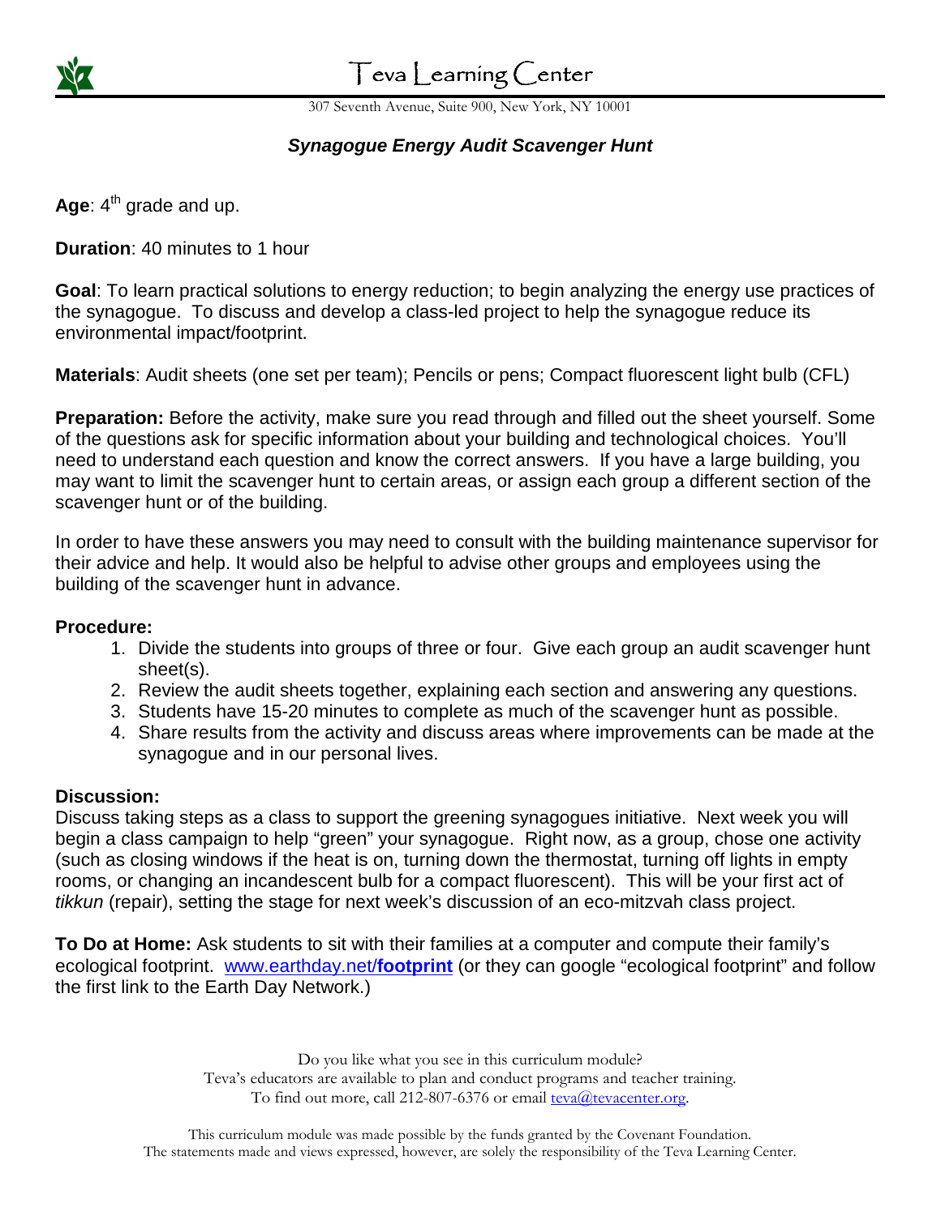# Teva Learning Center

307 Seventh Avenue, Suite 900, New York, NY 10001

## *Synagogue Energy Audit Scavenger Hunt*

**Age**: 4th grade and up.

**Duration**: 40 minutes to 1 hour

**Goal**: To learn practical solutions to energy reduction; to begin analyzing the energy use practices of the synagogue. To discuss and develop a class-led project to help the synagogue reduce its environmental impact/footprint.

**Materials**: Audit sheets (one set per team); Pencils or pens; Compact fluorescent light bulb (CFL)

**Preparation:** Before the activity, make sure you read through and filled out the sheet yourself. Some of the questions ask for specific information about your building and technological choices. You'll need to understand each question and know the correct answers. If you have a large building, you may want to limit the scavenger hunt to certain areas, or assign each group a different section of the scavenger hunt or of the building.

In order to have these answers you may need to consult with the building maintenance supervisor for their advice and help. It would also be helpful to advise other groups and employees using the building of the scavenger hunt in advance.

**Procedure:**

1. Divide the students into groups of three or four. Give each group an audit scavenger hunt sheet(s).
2. Review the audit sheets together, explaining each section and answering any questions.
3. Students have 15-20 minutes to complete as much of the scavenger hunt as possible.
4. Share results from the activity and discuss areas where improvements can be made at the synagogue and in our personal lives.

**Discussion:**
Discuss taking steps as a class to support the greening synagogues initiative. Next week you will begin a class campaign to help "green" your synagogue. Right now, as a group, chose one activity (such as closing windows if the heat is on, turning down the thermostat, turning off lights in empty rooms, or changing an incandescent bulb for a compact fluorescent). This will be your first act of *tikkun* (repair), setting the stage for next week's discussion of an eco-mitzvah class project.

**To Do at Home:** Ask students to sit with their families at a computer and compute their family's ecological footprint. [www.earthday.net/**footprint**](http://www.earthday.net/footprint) (or they can google "ecological footprint" and follow the first link to the Earth Day Network.)

Do you like what you see in this curriculum module?
Teva's educators are available to plan and conduct programs and teacher training.
To find out more, call 212-807-6376 or email teva@tevacenter.org.

This curriculum module was made possible by the funds granted by the Covenant Foundation.
The statements made and views expressed, however, are solely the responsibility of the Teva Learning Center.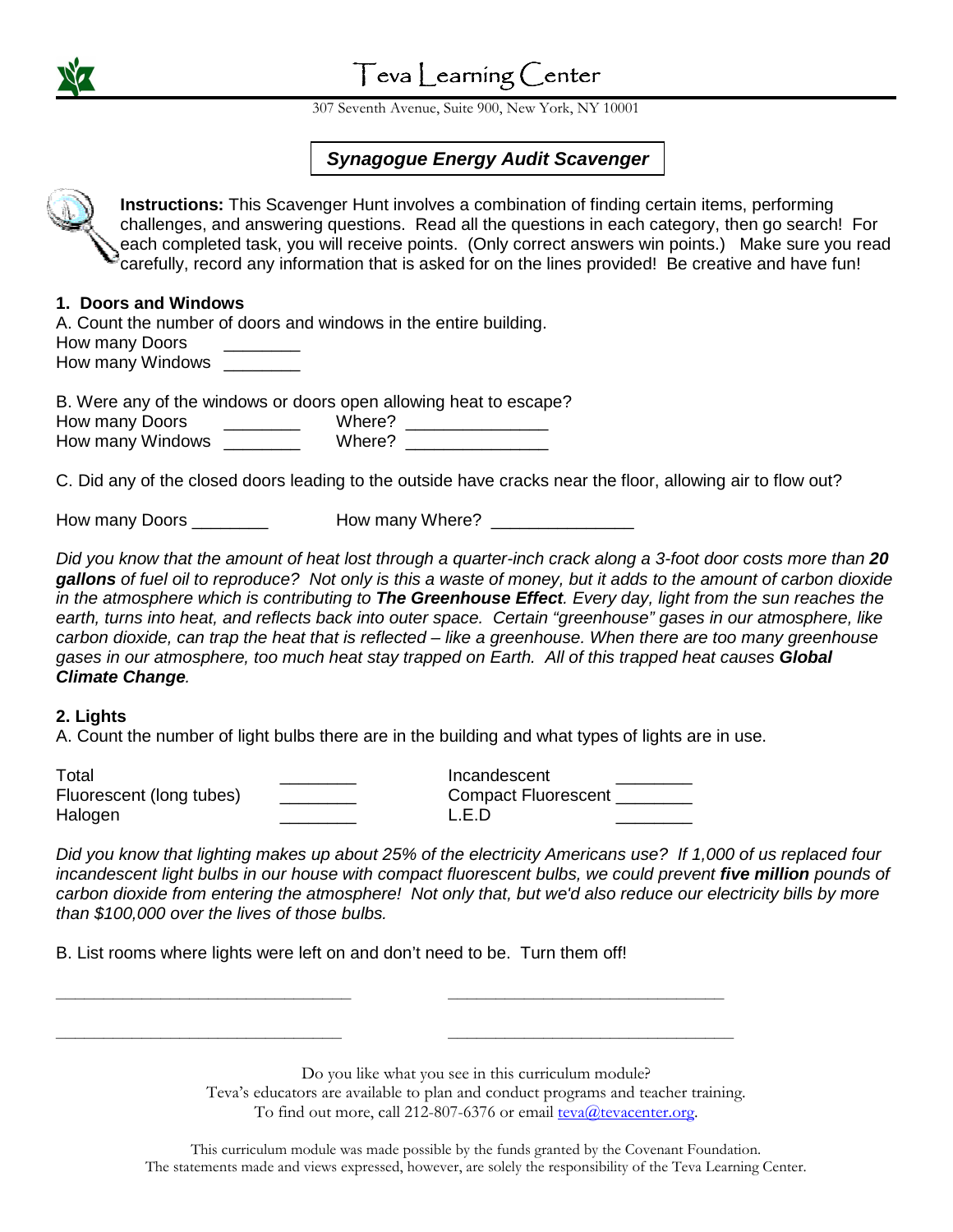# Teva Learning Center

307 Seventh Avenue, Suite 900, New York, NY 10001

## *Synagogue Energy Audit Scavenger*

**Instructions:** This Scavenger Hunt involves a combination of finding certain items, performing challenges, and answering questions. Read all the questions in each category, then go search! For each completed task, you will receive points. (Only correct answers win points.) Make sure you read carefully, record any information that is asked for on the lines provided! Be creative and have fun!

### 1. Doors and Windows

A. Count the number of doors and windows in the entire building.

How many Doors ________

How many Windows ________

B. Were any of the windows or doors open allowing heat to escape?

How many Doors ________ Where? _______________

How many Windows ________ Where? _______________

C. Did any of the closed doors leading to the outside have cracks near the floor, allowing air to flow out?

How many Doors ________ How many Where? _______________

*Did you know that the amount of heat lost through a quarter-inch crack along a 3-foot door costs more than **20 gallons** of fuel oil to reproduce? Not only is this a waste of money, but it adds to the amount of carbon dioxide in the atmosphere which is contributing to **The Greenhouse Effect**. Every day, light from the sun reaches the earth, turns into heat, and reflects back into outer space. Certain "greenhouse" gases in our atmosphere, like carbon dioxide, can trap the heat that is reflected – like a greenhouse. When there are too many greenhouse gases in our atmosphere, too much heat stay trapped on Earth. All of this trapped heat causes **Global Climate Change**.*

### 2. Lights

A. Count the number of light bulbs there are in the building and what types of lights are in use.

Total ________

Fluorescent (long tubes) ________

Halogen ________

Incandescent ________

Compact Fluorescent ________

L.E.D ________

*Did you know that lighting makes up about 25% of the electricity Americans use? If 1,000 of us replaced four incandescent light bulbs in our house with compact fluorescent bulbs, we could prevent **five million** pounds of carbon dioxide from entering the atmosphere! Not only that, but we'd also reduce our electricity bills by more than $100,000 over the lives of those bulbs.*

B. List rooms where lights were left on and don't need to be. Turn them off!

________________________________ ________________________________

________________________________ ________________________________

Do you like what you see in this curriculum module?
Teva's educators are available to plan and conduct programs and teacher training.
To find out more, call 212-807-6376 or email teva@tevacenter.org.

This curriculum module was made possible by the funds granted by the Covenant Foundation.
The statements made and views expressed, however, are solely the responsibility of the Teva Learning Center.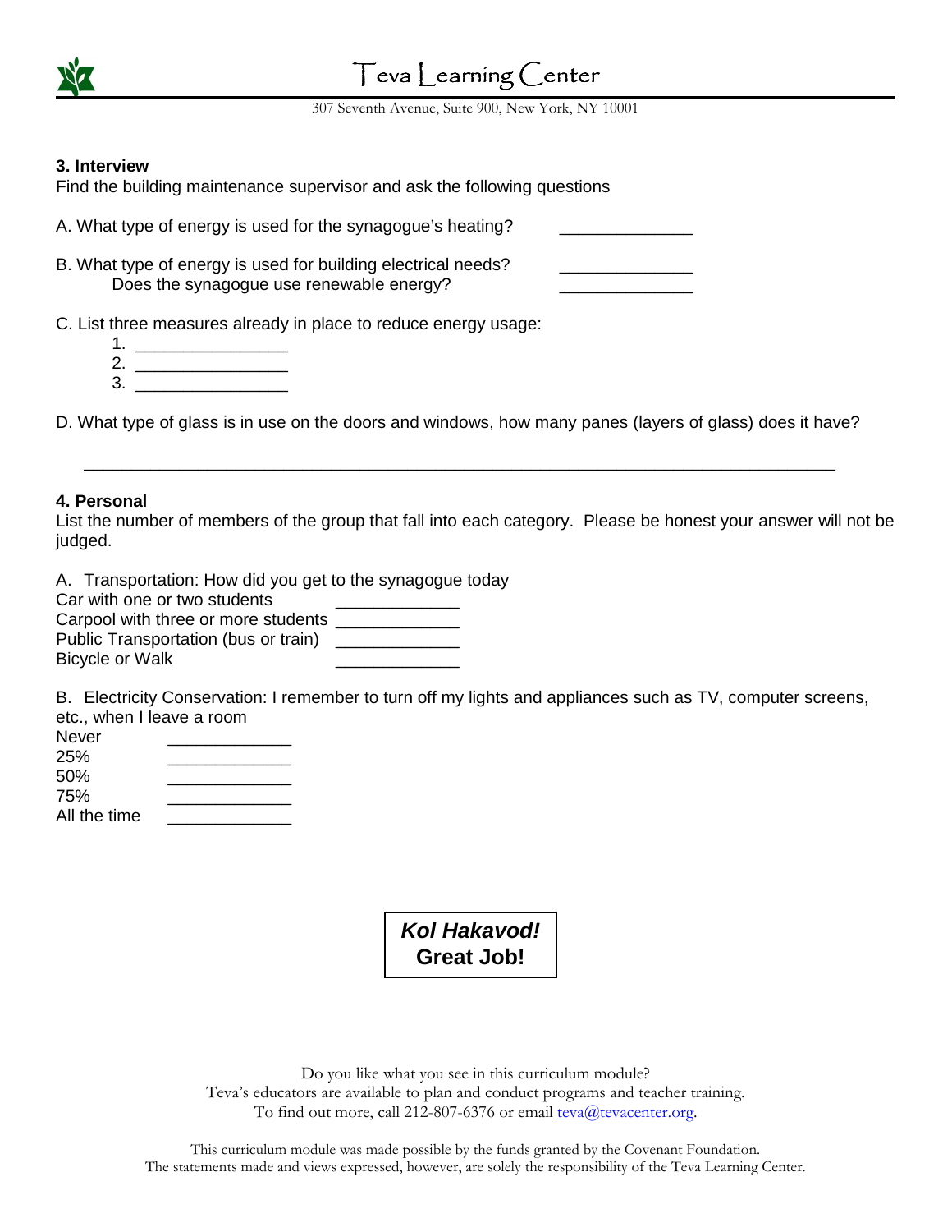**3. Interview**
Find the building maintenance supervisor and ask the following questions

A. What type of energy is used for the synagogue's heating? _____________

B. What type of energy is used for building electrical needs? _____________
Does the synagogue use renewable energy? _____________

C. List three measures already in place to reduce energy usage:
1. _______________
2. _______________
3. _______________

D. What type of glass is in use on the doors and windows, how many panes (layers of glass) does it have?

_____________________________________________________________________________

**4. Personal**
List the number of members of the group that fall into each category. Please be honest your answer will not be judged.

A. Transportation: How did you get to the synagogue today
Car with one or two students _____________
Carpool with three or more students _____________
Public Transportation (bus or train) _____________
Bicycle or Walk _____________

B. Electricity Conservation: I remember to turn off my lights and appliances such as TV, computer screens, etc., when I leave a room
Never _____________
25% _____________
50% _____________
75% _____________
All the time _____________

***Kol Hakavod!***
**Great Job!**

Do you like what you see in this curriculum module?
Teva's educators are available to plan and conduct programs and teacher training.
To find out more, call 212-807-6376 or email teva@tevacenter.org.

This curriculum module was made possible by the funds granted by the Covenant Foundation.
The statements made and views expressed, however, are solely the responsibility of the Teva Learning Center.